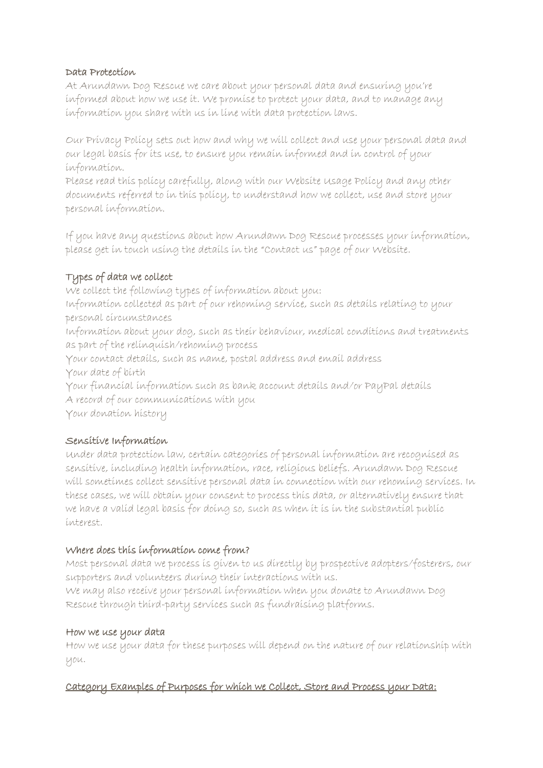## Data Protection

At Arundawn Dog Rescue we care about your personal data and ensuring you're informed about how we use it. We promise to protect your data, and to manage any information you share with us in line with data protection laws.

Our Privacy Policy sets out how and why we will collect and use your personal data and our legal basis for its use, to ensure you remain informed and in control of your information.

Please read this policy carefully, along with our Website Usage Policy and any other documents referred to in this policy, to understand how we collect, use and store your personal information.

If you have any questions about how Arundawn Dog Rescue processes your information, please get in touch using the details in the "Contact us" page of our Website.

## Types of data we collect

We collect the following types of information about you:

Information collected as part of our rehoming service, such as details relating to your personal circumstances

Information about your dog, such as their behaviour, medical conditions and treatments as part of the relinquish/rehoming process

Your contact details, such as name, postal address and email address

Your date of birth

Your financial information such as bank account details and/or PayPal details

A record of our communications with you

Your donation history

## Sensitive Information

Under data protection law, certain categories of personal information are recognised as sensitive, including health information, race, religious beliefs. Arundawn Dog Rescue will sometimes collect sensitive personal data in connection with our rehoming services. In these cases, we will obtain your consent to process this data, or alternatively ensure that we have a valid legal basis for doing so, such as when it is in the substantial public interest.

## Where does this information come from?

Most personal data we process is given to us directly by prospective adopters/fosterers, our supporters and volunteers during their interactions with us.

We may also receive your personal information when you donate to Arundawn Dog Rescue through third-party services such as fundraising platforms.

## How we use your data

How we use your data for these purposes will depend on the nature of our relationship with you.

**Category Examples of Purposes for which we Collect, Store and Process your Data:**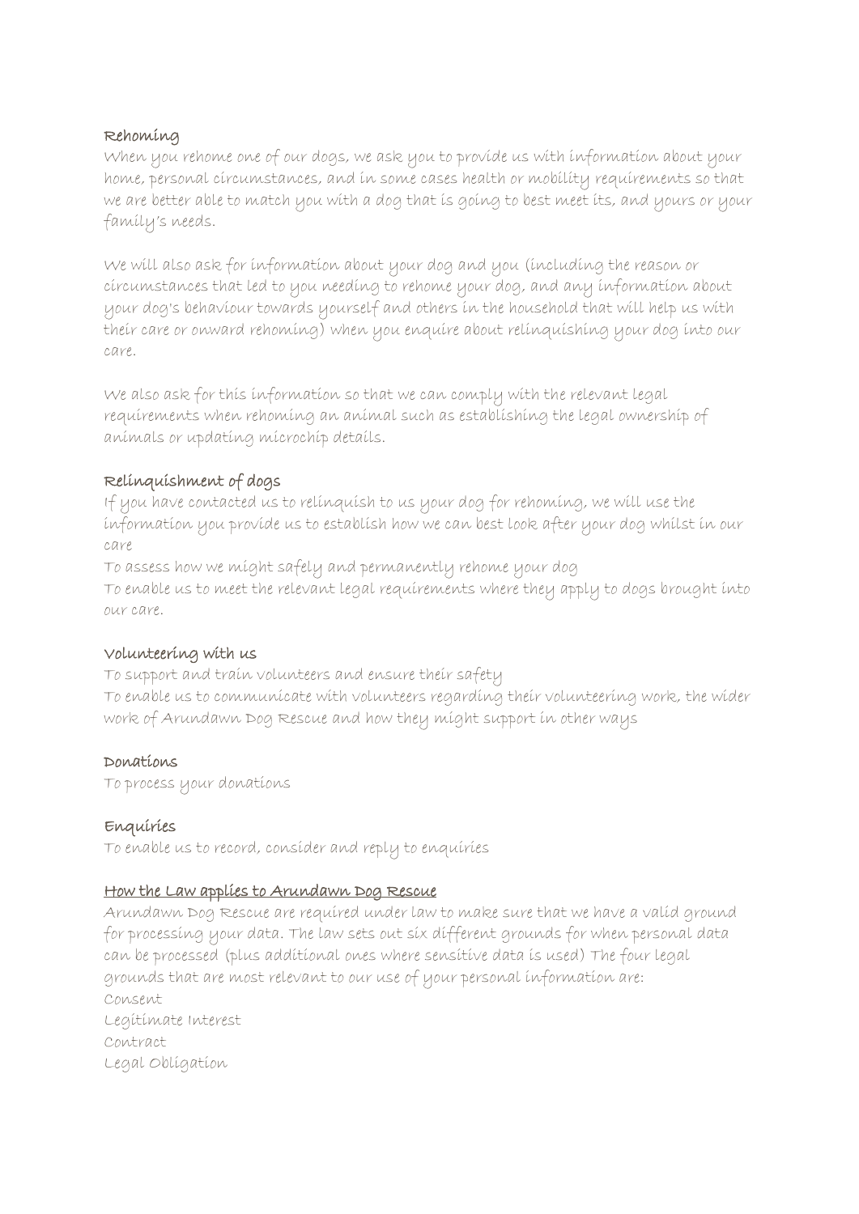**Rehoming**

When you rehome one of our dogs, we ask you to provide us with information about your home, personal circumstances, and in some cases health or mobility requirements so that we are better able to match you with a dog that is going to best meet its, and yours or your family's needs.

We will also ask for information about your dog and you (including the reason or circumstances that led to you needing to rehome your dog, and any information about your dog's behaviour towards yourself and others in the household that will help us with their care or onward rehoming) when you enquire about relinquishing your dog into our care.

We also ask for this information so that we can comply with the relevant legal requirements when rehoming an animal such as establishing the legal ownership of animals or updating microchip details.

**Relinquishment of dogs**

If you have contacted us to relinquish to us your dog for rehoming, we will use the information you provide us to establish how we can best look after your dog whilst in our care

To assess how we might safely and permanently rehome your dog

To enable us to meet the relevant legal requirements where they apply to dogs brought into our care.

**Volunteering with us**

To support and train volunteers and ensure their safety

To enable us to communicate with volunteers regarding their volunteering work, the wider work of Arundawn Dog Rescue and how they might support in other ways

**Donations**

To process your donations

**Enquiries**

To enable us to record, consider and reply to enquiries

**How the Law applies to Arundawn Dog Rescue**

Arundawn Dog Rescue are required under law to make sure that we have a valid ground for processing your data. The law sets out six different grounds for when personal data can be processed (plus additional ones where sensitive data is used) The four legal grounds that are most relevant to our use of your personal information are:

Consent

Legitimate Interest

Contract

Legal Obligation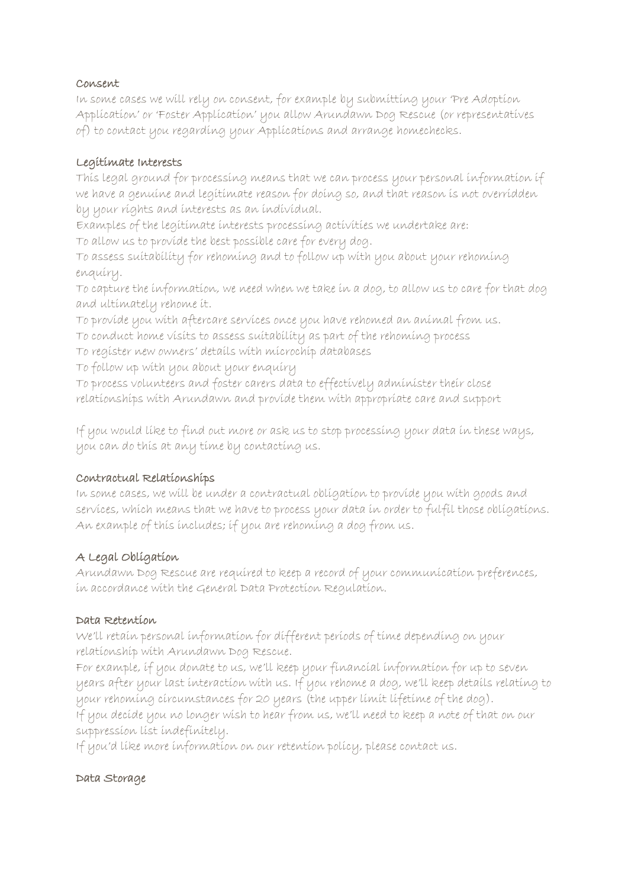### Consent

In some cases we will rely on consent, for example by submitting your 'Pre Adoption Application' or 'Foster Application' you allow Arundawn Dog Rescue (or representatives of) to contact you regarding your Applications and arrange homechecks.

### Legitimate Interests

This legal ground for processing means that we can process your personal information if we have a genuine and legitimate reason for doing so, and that reason is not overridden by your rights and interests as an individual.

Examples of the legitimate interests processing activities we undertake are:

To allow us to provide the best possible care for every dog.

To assess suitability for rehoming and to follow up with you about your rehoming enquiry.

To capture the information, we need when we take in a dog, to allow us to care for that dog and ultimately rehome it.

To provide you with aftercare services once you have rehomed an animal from us.

To conduct home visits to assess suitability as part of the rehoming process

To register new owners' details with microchip databases

To follow up with you about your enquiry

To process volunteers and foster carers data to effectively administer their close relationships with Arundawn and provide them with appropriate care and support

If you would like to find out more or ask us to stop processing your data in these ways, you can do this at any time by contacting us.

### Contractual Relationships

In some cases, we will be under a contractual obligation to provide you with goods and services, which means that we have to process your data in order to fulfil those obligations. An example of this includes; if you are rehoming a dog from us.

### A Legal Obligation

Arundawn Dog Rescue are required to keep a record of your communication preferences, in accordance with the General Data Protection Regulation.

### Data Retention

We'll retain personal information for different periods of time depending on your relationship with Arundawn Dog Rescue.

For example, if you donate to us, we'll keep your financial information for up to seven years after your last interaction with us. If you rehome a dog, we'll keep details relating to your rehoming circumstances for 20 years (the upper limit lifetime of the dog).

If you decide you no longer wish to hear from us, we'll need to keep a note of that on our suppression list indefinitely.

If you'd like more information on our retention policy, please contact us.

### Data Storage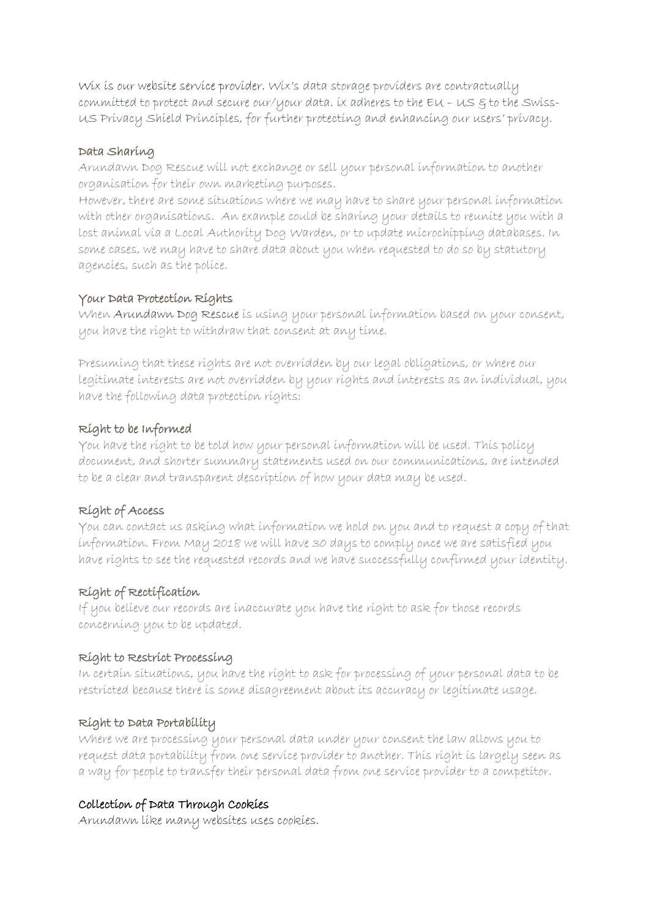Wix is our website service provider. Wix's data storage providers are contractually committed to protect and secure our/your data. ix adheres to the EU – US & to the Swiss-US Privacy Shield Principles, for further protecting and enhancing our users' privacy.

### Data Sharing

Arundawn Dog Rescue will not exchange or sell your personal information to another organisation for their own marketing purposes.

However, there are some situations where we may have to share your personal information with other organisations. An example could be sharing your details to reunite you with a lost animal via a Local Authority Dog Warden, or to update microchipping databases. In some cases, we may have to share data about you when requested to do so by statutory agencies, such as the police.

### Your Data Protection Rights

When Arundawn Dog Rescue is using your personal information based on your consent, you have the right to withdraw that consent at any time.

Presuming that these rights are not overridden by our legal obligations, or where our legitimate interests are not overridden by your rights and interests as an individual, you have the following data protection rights:

### Right to be Informed

You have the right to be told how your personal information will be used. This policy document, and shorter summary statements used on our communications, are intended to be a clear and transparent description of how your data may be used.

### Right of Access

You can contact us asking what information we hold on you and to request a copy of that information. From May 2018 we will have 30 days to comply once we are satisfied you have rights to see the requested records and we have successfully confirmed your identity.

### Right of Rectification

If you believe our records are inaccurate you have the right to ask for those records concerning you to be updated.

### Right to Restrict Processing

In certain situations, you have the right to ask for processing of your personal data to be restricted because there is some disagreement about its accuracy or legitimate usage.

### Right to Data Portability

Where we are processing your personal data under your consent the law allows you to request data portability from one service provider to another. This right is largely seen as a way for people to transfer their personal data from one service provider to a competitor.

### Collection of Data Through Cookies

Arundawn like many websites uses cookies.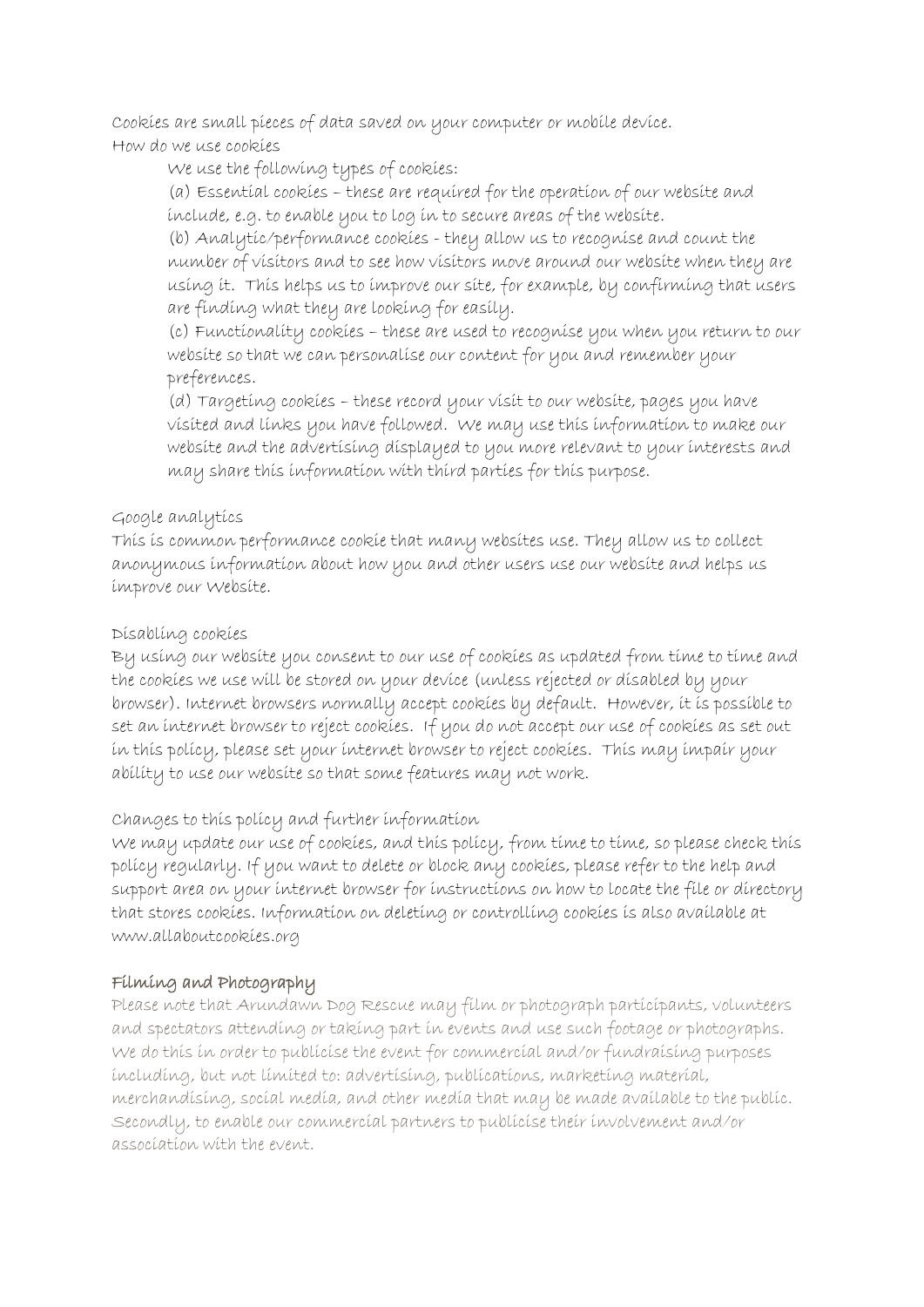Cookies are small pieces of data saved on your computer or mobile device.

How do we use cookies

We use the following types of cookies:

(a) Essential cookies – these are required for the operation of our website and include, e.g. to enable you to log in to secure areas of the website.

(b) Analytic/performance cookies - they allow us to recognise and count the number of visitors and to see how visitors move around our website when they are using it. This helps us to improve our site, for example, by confirming that users are finding what they are looking for easily.

(c) Functionality cookies – these are used to recognise you when you return to our website so that we can personalise our content for you and remember your preferences.

(d) Targeting cookies – these record your visit to our website, pages you have visited and links you have followed. We may use this information to make our website and the advertising displayed to you more relevant to your interests and may share this information with third parties for this purpose.

Google analytics

This is common performance cookie that many websites use. They allow us to collect anonymous information about how you and other users use our website and helps us improve our Website.

Disabling cookies

By using our website you consent to our use of cookies as updated from time to time and the cookies we use will be stored on your device (unless rejected or disabled by your browser). Internet browsers normally accept cookies by default. However, it is possible to set an internet browser to reject cookies. If you do not accept our use of cookies as set out in this policy, please set your internet browser to reject cookies. This may impair your ability to use our website so that some features may not work.

Changes to this policy and further information

We may update our use of cookies, and this policy, from time to time, so please check this policy regularly. If you want to delete or block any cookies, please refer to the help and support area on your internet browser for instructions on how to locate the file or directory that stores cookies. Information on deleting or controlling cookies is also available at www.allaboutcookies.org

**Filming and Photography**

Please note that Arundawn Dog Rescue may film or photograph participants, volunteers and spectators attending or taking part in events and use such footage or photographs. We do this in order to publicise the event for commercial and/or fundraising purposes including, but not limited to: advertising, publications, marketing material, merchandising, social media, and other media that may be made available to the public. Secondly, to enable our commercial partners to publicise their involvement and/or association with the event.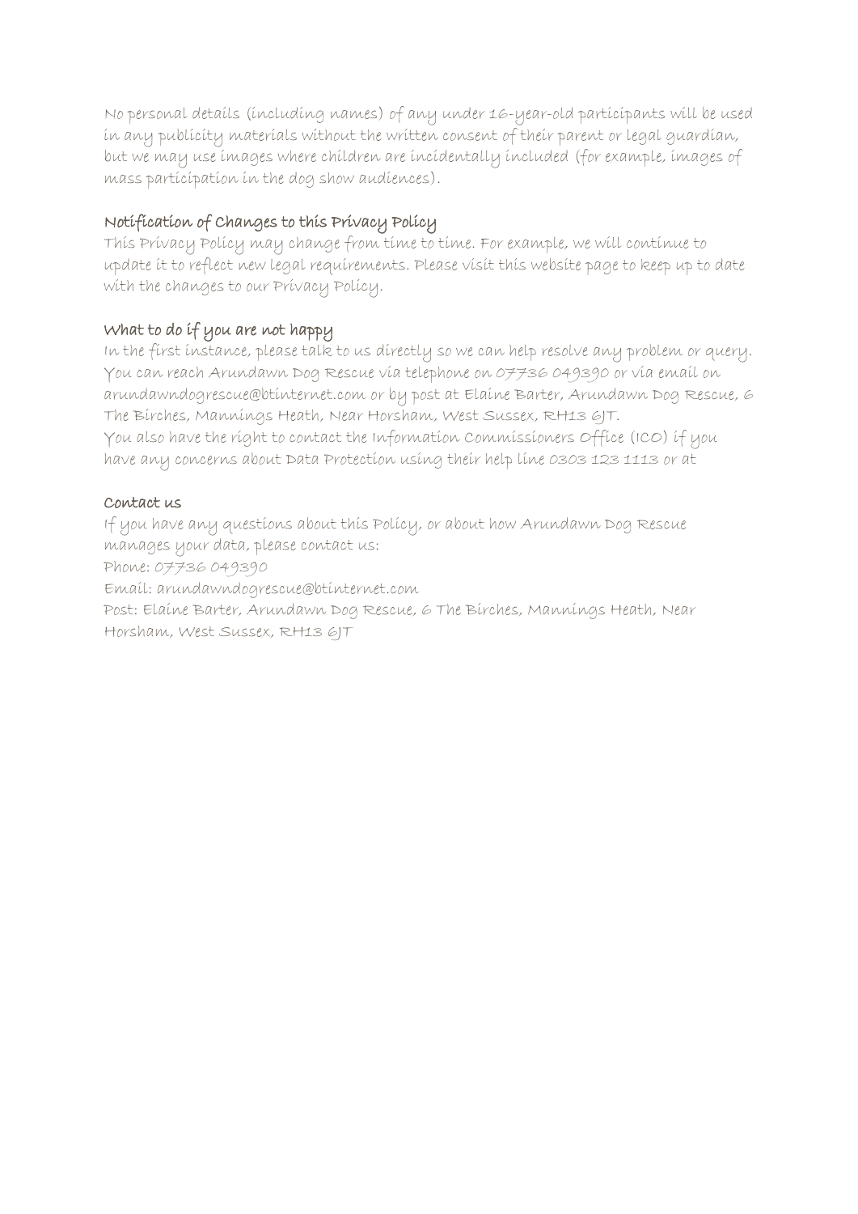No personal details (including names) of any under 16-year-old participants will be used in any publicity materials without the written consent of their parent or legal guardian, but we may use images where children are incidentally included (for example, images of mass participation in the dog show audiences).

## Notification of Changes to this Privacy Policy

This Privacy Policy may change from time to time. For example, we will continue to update it to reflect new legal requirements. Please visit this website page to keep up to date with the changes to our Privacy Policy.

## What to do if you are not happy

In the first instance, please talk to us directly so we can help resolve any problem or query. You can reach Arundawn Dog Rescue via telephone on 07736 049390 or via email on arundawndogrescue@btinternet.com or by post at Elaine Barter, Arundawn Dog Rescue, 6 The Birches, Mannings Heath, Near Horsham, West Sussex, RH13 6JT.

You also have the right to contact the Information Commissioners Office (ICO) if you have any concerns about Data Protection using their help line 0303 123 1113 or at

## Contact us

If you have any questions about this Policy, or about how Arundawn Dog Rescue manages your data, please contact us:

Phone: 07736 049390

Email: arundawndogrescue@btinternet.com

Post: Elaine Barter, Arundawn Dog Rescue, 6 The Birches, Mannings Heath, Near Horsham, West Sussex, RH13 6JT